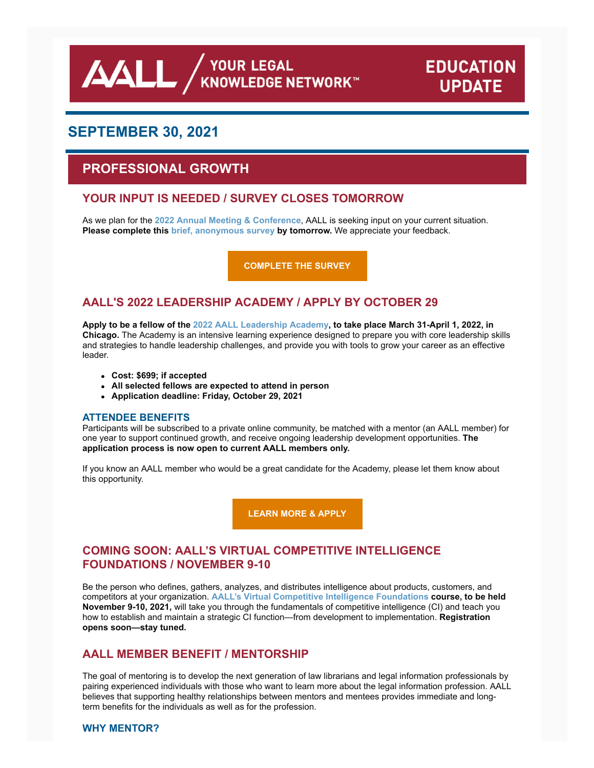AALL / YOUR LEGAL KNOWLEDGE NETWORK™

EDUCATION UPDATE

## SEPTEMBER 30, 2021

# PROFESSIONAL GROWTH

## YOUR INPUT IS NEEDED / SURVEY CLOSES TOMORROW

As we plan for the **2022 Annual Meeting & Conference**, AALL is seeking input on your current situation. **Please complete this brief, anonymous survey by tomorrow.** We appreciate your feedback.

**COMPLETE THE SURVEY**

## AALL'S 2022 LEADERSHIP ACADEMY / APPLY BY OCTOBER 29

**Apply to be a fellow of the 2022 AALL Leadership Academy, to take place March 31-April 1, 2022, in Chicago.** The Academy is an intensive learning experience designed to prepare you with core leadership skills and strategies to handle leadership challenges, and provide you with tools to grow your career as an effective leader.

- **Cost: $699; if accepted**
- **All selected fellows are expected to attend in person**
- **Application deadline: Friday, October 29, 2021**

### ATTENDEE BENEFITS

Participants will be subscribed to a private online community, be matched with a mentor (an AALL member) for one year to support continued growth, and receive ongoing leadership development opportunities. **The application process is now open to current AALL members only.**

If you know an AALL member who would be a great candidate for the Academy, please let them know about this opportunity.

**LEARN MORE & APPLY**

## COMING SOON: AALL'S VIRTUAL COMPETITIVE INTELLIGENCE FOUNDATIONS / NOVEMBER 9-10

Be the person who defines, gathers, analyzes, and distributes intelligence about products, customers, and competitors at your organization. **AALL's Virtual Competitive Intelligence Foundations course, to be held November 9-10, 2021,** will take you through the fundamentals of competitive intelligence (CI) and teach you how to establish and maintain a strategic CI function—from development to implementation. **Registration opens soon—stay tuned.**

## AALL MEMBER BENEFIT / MENTORSHIP

The goal of mentoring is to develop the next generation of law librarians and legal information professionals by pairing experienced individuals with those who want to learn more about the legal information profession. AALL believes that supporting healthy relationships between mentors and mentees provides immediate and long-term benefits for the individuals as well as for the profession.

### WHY MENTOR?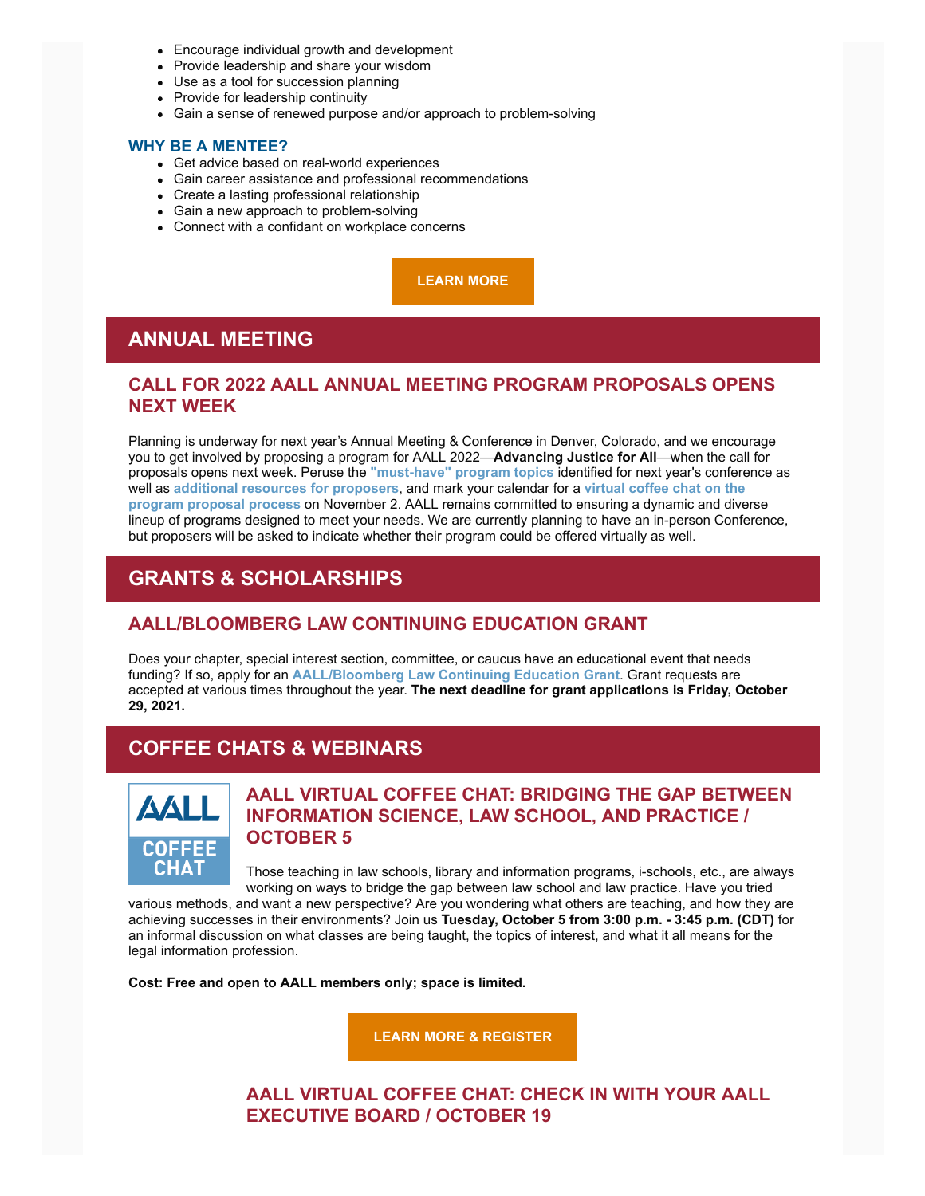- Encourage individual growth and development
- Provide leadership and share your wisdom
- Use as a tool for succession planning
- Provide for leadership continuity
- Gain a sense of renewed purpose and/or approach to problem-solving

### WHY BE A MENTEE?

- Get advice based on real-world experiences
- Gain career assistance and professional recommendations
- Create a lasting professional relationship
- Gain a new approach to problem-solving
- Connect with a confidant on workplace concerns

**LEARN MORE**

## ANNUAL MEETING

### CALL FOR 2022 AALL ANNUAL MEETING PROGRAM PROPOSALS OPENS NEXT WEEK

Planning is underway for next year's Annual Meeting & Conference in Denver, Colorado, and we encourage you to get involved by proposing a program for AALL 2022—**Advancing Justice for All**—when the call for proposals opens next week. Peruse the **"must-have" program topics** identified for next year's conference as well as **additional resources for proposers**, and mark your calendar for a **virtual coffee chat on the program proposal process** on November 2. AALL remains committed to ensuring a dynamic and diverse lineup of programs designed to meet your needs. We are currently planning to have an in-person Conference, but proposers will be asked to indicate whether their program could be offered virtually as well.

## GRANTS & SCHOLARSHIPS

### AALL/BLOOMBERG LAW CONTINUING EDUCATION GRANT

Does your chapter, special interest section, committee, or caucus have an educational event that needs funding? If so, apply for an **AALL/Bloomberg Law Continuing Education Grant**. Grant requests are accepted at various times throughout the year. **The next deadline for grant applications is Friday, October 29, 2021.**

## COFFEE CHATS & WEBINARS

### AALL VIRTUAL COFFEE CHAT: BRIDGING THE GAP BETWEEN INFORMATION SCIENCE, LAW SCHOOL, AND PRACTICE / OCTOBER 5

Those teaching in law schools, library and information programs, i-schools, etc., are always working on ways to bridge the gap between law school and law practice. Have you tried various methods, and want a new perspective? Are you wondering what others are teaching, and how they are achieving successes in their environments? Join us **Tuesday, October 5 from 3:00 p.m. - 3:45 p.m. (CDT)** for an informal discussion on what classes are being taught, the topics of interest, and what it all means for the legal information profession.

**Cost: Free and open to AALL members only; space is limited.**

**LEARN MORE & REGISTER**

### AALL VIRTUAL COFFEE CHAT: CHECK IN WITH YOUR AALL EXECUTIVE BOARD / OCTOBER 19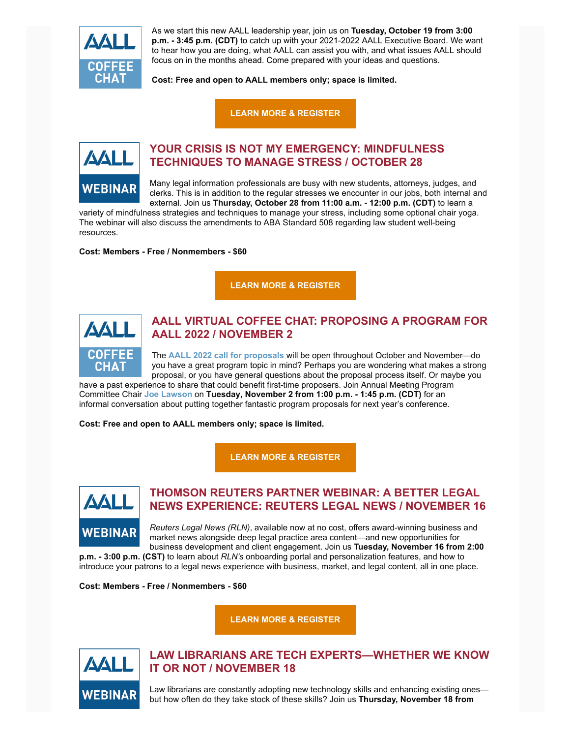AALL COFFEE CHAT

As we start this new AALL leadership year, join us on **Tuesday, October 19 from 3:00 p.m. - 3:45 p.m. (CDT)** to catch up with your 2021-2022 AALL Executive Board. We want to hear how you are doing, what AALL can assist you with, and what issues AALL should focus on in the months ahead. Come prepared with your ideas and questions.

**Cost: Free and open to AALL members only; space is limited.**

**LEARN MORE & REGISTER**

AALL WEBINAR

## YOUR CRISIS IS NOT MY EMERGENCY: MINDFULNESS TECHNIQUES TO MANAGE STRESS / OCTOBER 28

Many legal information professionals are busy with new students, attorneys, judges, and clerks. This is in addition to the regular stresses we encounter in our jobs, both internal and external. Join us **Thursday, October 28 from 11:00 a.m. - 12:00 p.m. (CDT)** to learn a variety of mindfulness strategies and techniques to manage your stress, including some optional chair yoga. The webinar will also discuss the amendments to ABA Standard 508 regarding law student well-being resources.

**Cost: Members - Free / Nonmembers - $60**

**LEARN MORE & REGISTER**

AALL COFFEE CHAT

## AALL VIRTUAL COFFEE CHAT: PROPOSING A PROGRAM FOR AALL 2022 / NOVEMBER 2

The **AALL 2022 call for proposals** will be open throughout October and November—do you have a great program topic in mind? Perhaps you are wondering what makes a strong proposal, or you have general questions about the proposal process itself. Or maybe you have a past experience to share that could benefit first-time proposers. Join Annual Meeting Program Committee Chair **Joe Lawson** on **Tuesday, November 2 from 1:00 p.m. - 1:45 p.m. (CDT)** for an informal conversation about putting together fantastic program proposals for next year's conference.

**Cost: Free and open to AALL members only; space is limited.**

**LEARN MORE & REGISTER**

AALL WEBINAR

## THOMSON REUTERS PARTNER WEBINAR: A BETTER LEGAL NEWS EXPERIENCE: REUTERS LEGAL NEWS / NOVEMBER 16

*Reuters Legal News (RLN)*, available now at no cost, offers award-winning business and market news alongside deep legal practice area content—and new opportunities for business development and client engagement. Join us **Tuesday, November 16 from 2:00 p.m. - 3:00 p.m. (CST)** to learn about *RLN's* onboarding portal and personalization features, and how to introduce your patrons to a legal news experience with business, market, and legal content, all in one place.

**Cost: Members - Free / Nonmembers - $60**

**LEARN MORE & REGISTER**

AALL WEBINAR

## LAW LIBRARIANS ARE TECH EXPERTS—WHETHER WE KNOW IT OR NOT / NOVEMBER 18

Law librarians are constantly adopting new technology skills and enhancing existing ones—but how often do they take stock of these skills? Join us **Thursday, November 18 from**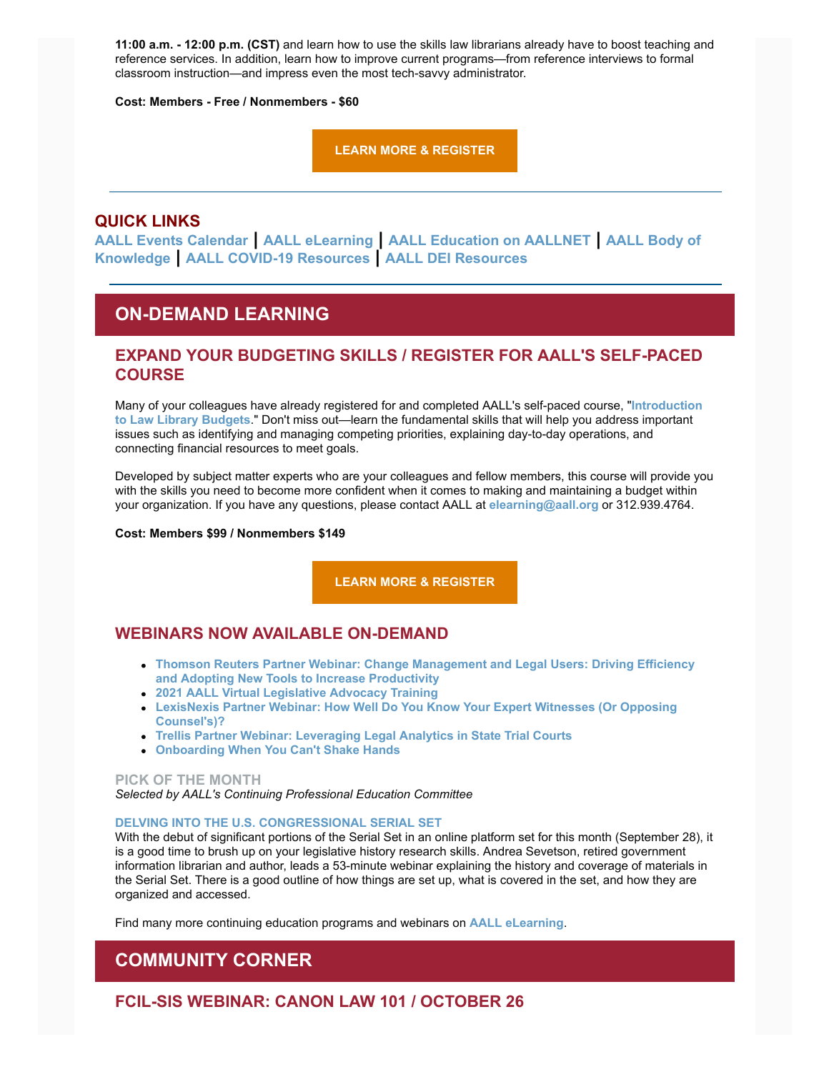**11:00 a.m. - 12:00 p.m. (CST)** and learn how to use the skills law librarians already have to boost teaching and reference services. In addition, learn how to improve current programs—from reference interviews to formal classroom instruction—and impress even the most tech-savvy administrator.

**Cost: Members - Free / Nonmembers - $60**

**LEARN MORE & REGISTER**

---

## QUICK LINKS

**AALL Events Calendar** | **AALL eLearning** | **AALL Education on AALLNET** | **AALL Body of Knowledge** | **AALL COVID-19 Resources** | **AALL DEI Resources**

---

## ON-DEMAND LEARNING

### EXPAND YOUR BUDGETING SKILLS / REGISTER FOR AALL'S SELF-PACED COURSE

Many of your colleagues have already registered for and completed AALL's self-paced course, "**Introduction to Law Library Budgets**." Don't miss out—learn the fundamental skills that will help you address important issues such as identifying and managing competing priorities, explaining day-to-day operations, and connecting financial resources to meet goals.

Developed by subject matter experts who are your colleagues and fellow members, this course will provide you with the skills you need to become more confident when it comes to making and maintaining a budget within your organization. If you have any questions, please contact AALL at **elearning@aall.org** or 312.939.4764.

**Cost: Members $99 / Nonmembers $149**

**LEARN MORE & REGISTER**

### WEBINARS NOW AVAILABLE ON-DEMAND

- **Thomson Reuters Partner Webinar: Change Management and Legal Users: Driving Efficiency and Adopting New Tools to Increase Productivity**
- **2021 AALL Virtual Legislative Advocacy Training**
- **LexisNexis Partner Webinar: How Well Do You Know Your Expert Witnesses (Or Opposing Counsel's)?**
- **Trellis Partner Webinar: Leveraging Legal Analytics in State Trial Courts**
- **Onboarding When You Can't Shake Hands**

**PICK OF THE MONTH**
*Selected by AALL's Continuing Professional Education Committee*

**DELVING INTO THE U.S. CONGRESSIONAL SERIAL SET**
With the debut of significant portions of the Serial Set in an online platform set for this month (September 28), it is a good time to brush up on your legislative history research skills. Andrea Sevetson, retired government information librarian and author, leads a 53-minute webinar explaining the history and coverage of materials in the Serial Set. There is a good outline of how things are set up, what is covered in the set, and how they are organized and accessed.

Find many more continuing education programs and webinars on **AALL eLearning**.

## COMMUNITY CORNER

### FCIL-SIS WEBINAR: CANON LAW 101 / OCTOBER 26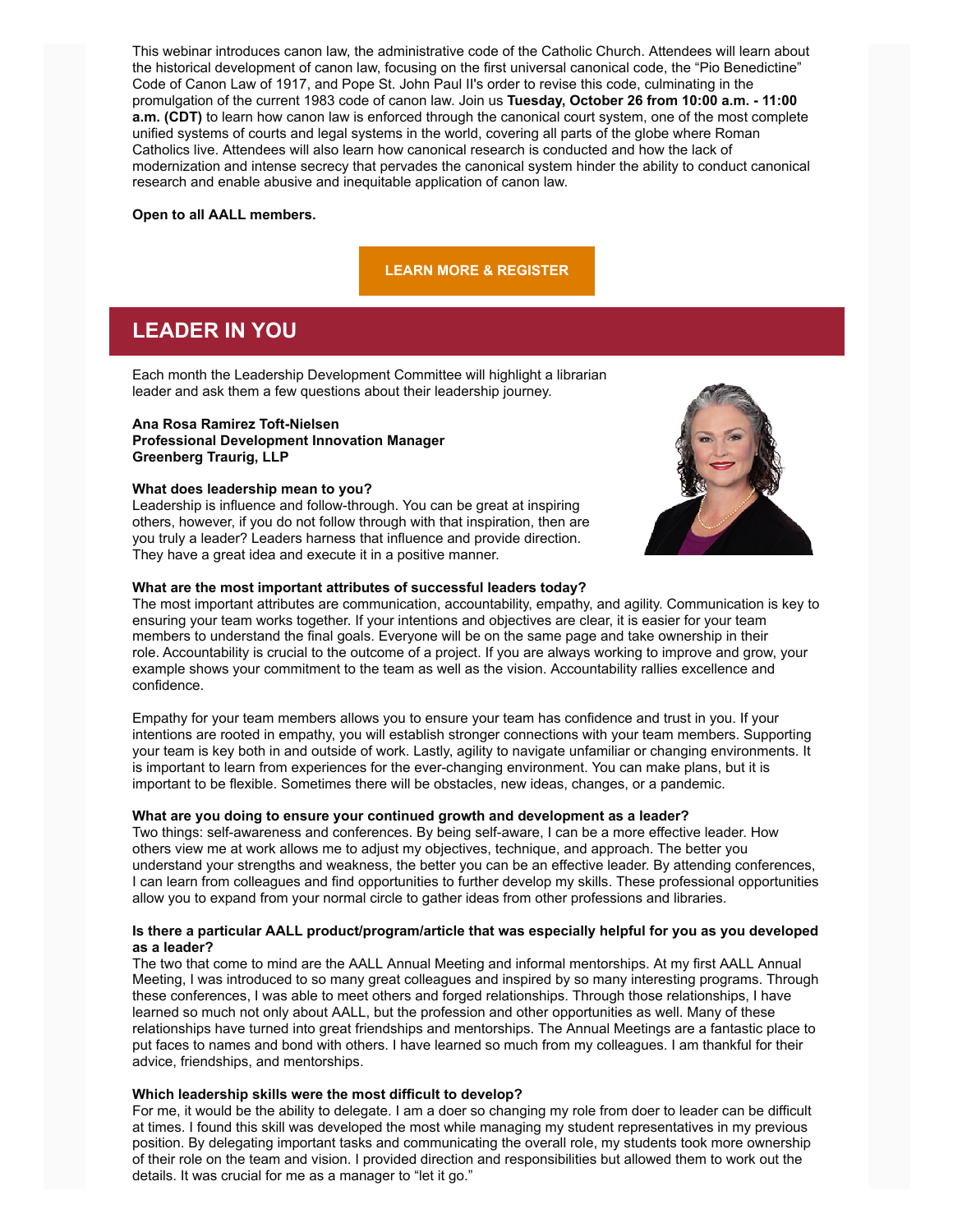This webinar introduces canon law, the administrative code of the Catholic Church. Attendees will learn about the historical development of canon law, focusing on the first universal canonical code, the "Pio Benedictine" Code of Canon Law of 1917, and Pope St. John Paul II's order to revise this code, culminating in the promulgation of the current 1983 code of canon law. Join us **Tuesday, October 26 from 10:00 a.m. - 11:00 a.m. (CDT)** to learn how canon law is enforced through the canonical court system, one of the most complete unified systems of courts and legal systems in the world, covering all parts of the globe where Roman Catholics live. Attendees will also learn how canonical research is conducted and how the lack of modernization and intense secrecy that pervades the canonical system hinder the ability to conduct canonical research and enable abusive and inequitable application of canon law.

**Open to all AALL members.**

**LEARN MORE & REGISTER**

## LEADER IN YOU

Each month the Leadership Development Committee will highlight a librarian leader and ask them a few questions about their leadership journey.

**Ana Rosa Ramirez Toft-Nielsen**
**Professional Development Innovation Manager**
**Greenberg Traurig, LLP**

**What does leadership mean to you?**
Leadership is influence and follow-through. You can be great at inspiring others, however, if you do not follow through with that inspiration, then are you truly a leader? Leaders harness that influence and provide direction. They have a great idea and execute it in a positive manner.

**What are the most important attributes of successful leaders today?**
The most important attributes are communication, accountability, empathy, and agility. Communication is key to ensuring your team works together. If your intentions and objectives are clear, it is easier for your team members to understand the final goals. Everyone will be on the same page and take ownership in their role. Accountability is crucial to the outcome of a project. If you are always working to improve and grow, your example shows your commitment to the team as well as the vision. Accountability rallies excellence and confidence.

Empathy for your team members allows you to ensure your team has confidence and trust in you. If your intentions are rooted in empathy, you will establish stronger connections with your team members. Supporting your team is key both in and outside of work. Lastly, agility to navigate unfamiliar or changing environments. It is important to learn from experiences for the ever-changing environment. You can make plans, but it is important to be flexible. Sometimes there will be obstacles, new ideas, changes, or a pandemic.

**What are you doing to ensure your continued growth and development as a leader?**
Two things: self-awareness and conferences. By being self-aware, I can be a more effective leader. How others view me at work allows me to adjust my objectives, technique, and approach. The better you understand your strengths and weakness, the better you can be an effective leader. By attending conferences, I can learn from colleagues and find opportunities to further develop my skills. These professional opportunities allow you to expand from your normal circle to gather ideas from other professions and libraries.

**Is there a particular AALL product/program/article that was especially helpful for you as you developed as a leader?**
The two that come to mind are the AALL Annual Meeting and informal mentorships. At my first AALL Annual Meeting, I was introduced to so many great colleagues and inspired by so many interesting programs. Through these conferences, I was able to meet others and forged relationships. Through those relationships, I have learned so much not only about AALL, but the profession and other opportunities as well. Many of these relationships have turned into great friendships and mentorships. The Annual Meetings are a fantastic place to put faces to names and bond with others. I have learned so much from my colleagues. I am thankful for their advice, friendships, and mentorships.

**Which leadership skills were the most difficult to develop?**
For me, it would be the ability to delegate. I am a doer so changing my role from doer to leader can be difficult at times. I found this skill was developed the most while managing my student representatives in my previous position. By delegating important tasks and communicating the overall role, my students took more ownership of their role on the team and vision. I provided direction and responsibilities but allowed them to work out the details. It was crucial for me as a manager to "let it go."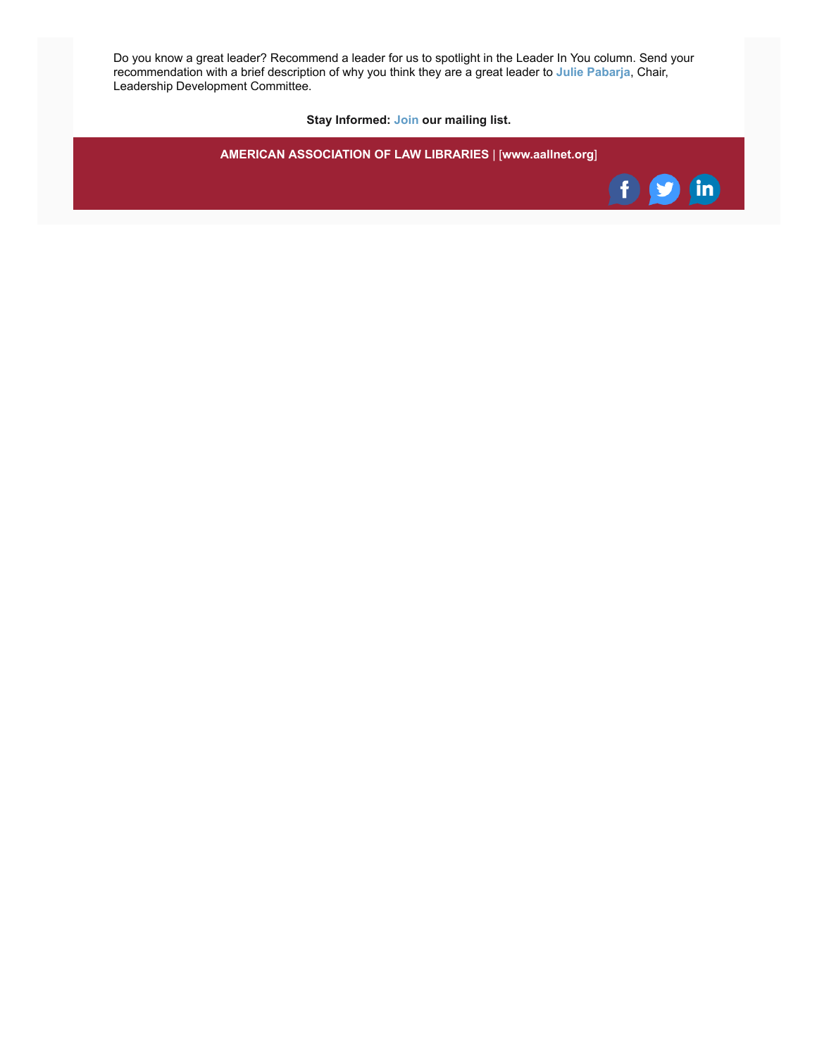Do you know a great leader? Recommend a leader for us to spotlight in the Leader In You column. Send your recommendation with a brief description of why you think they are a great leader to **Julie Pabarja**, Chair, Leadership Development Committee.

**Stay Informed: Join our mailing list.**

**AMERICAN ASSOCIATION OF LAW LIBRARIES** | [**www.aallnet.org**]